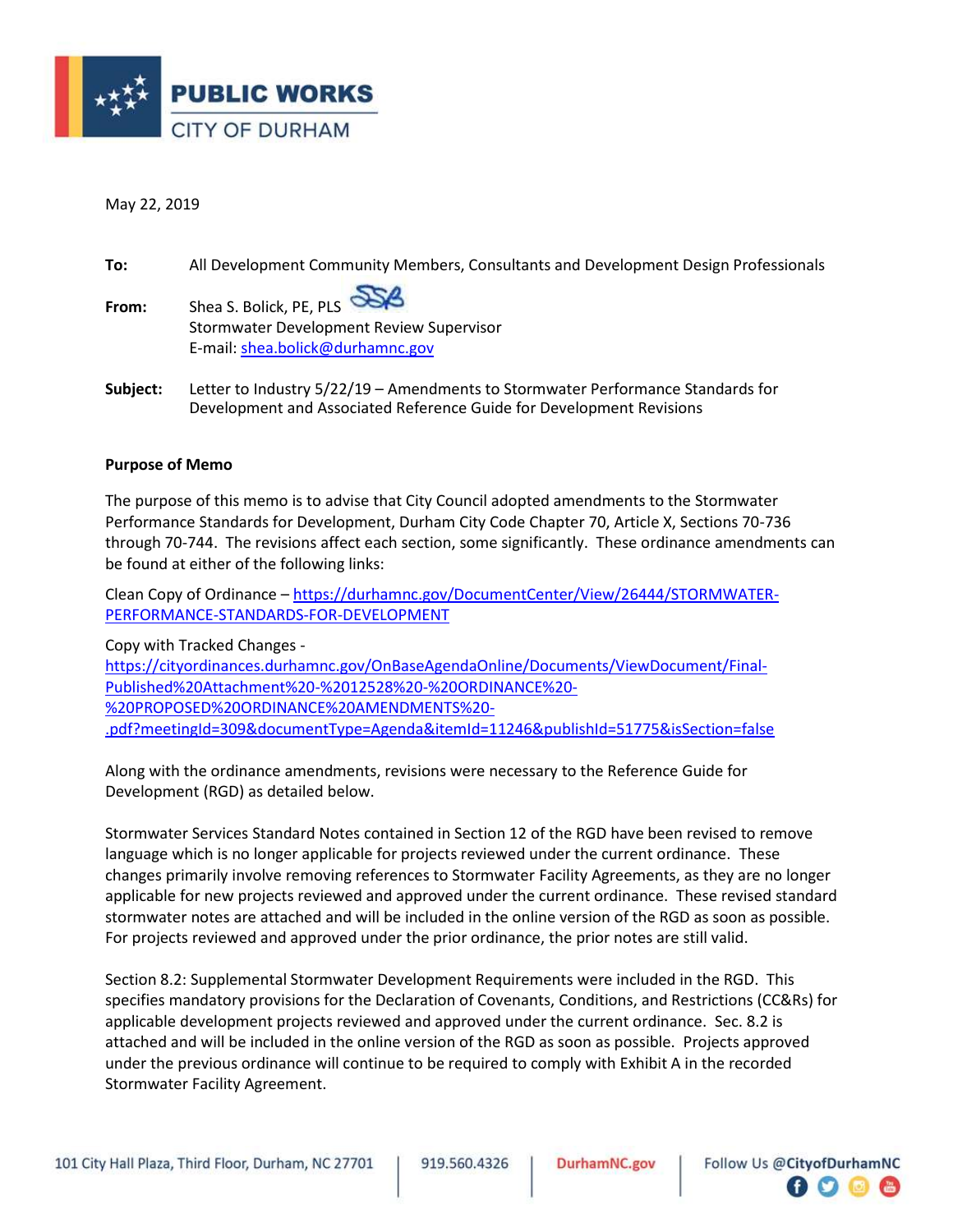**PUBLIC WORKS**
CITY OF DURHAM

May 22, 2019

**To:** All Development Community Members, Consultants and Development Design Professionals

**From:** Shea S. Bolick, PE, PLS
Stormwater Development Review Supervisor
E-mail: shea.bolick@durhamnc.gov

**Subject:** Letter to Industry 5/22/19 – Amendments to Stormwater Performance Standards for Development and Associated Reference Guide for Development Revisions

**Purpose of Memo**

The purpose of this memo is to advise that City Council adopted amendments to the Stormwater Performance Standards for Development, Durham City Code Chapter 70, Article X, Sections 70-736 through 70-744. The revisions affect each section, some significantly. These ordinance amendments can be found at either of the following links:

Clean Copy of Ordinance – https://durhamnc.gov/DocumentCenter/View/26444/STORMWATER-PERFORMANCE-STANDARDS-FOR-DEVELOPMENT

Copy with Tracked Changes - https://cityordinances.durhamnc.gov/OnBaseAgendaOnline/Documents/ViewDocument/Final-Published%20Attachment%20-%2012528%20-%20ORDINANCE%20-%20PROPOSED%20ORDINANCE%20AMENDMENTS%20-.pdf?meetingId=309&documentType=Agenda&itemId=11246&publishId=51775&isSection=false

Along with the ordinance amendments, revisions were necessary to the Reference Guide for Development (RGD) as detailed below.

Stormwater Services Standard Notes contained in Section 12 of the RGD have been revised to remove language which is no longer applicable for projects reviewed under the current ordinance. These changes primarily involve removing references to Stormwater Facility Agreements, as they are no longer applicable for new projects reviewed and approved under the current ordinance. These revised standard stormwater notes are attached and will be included in the online version of the RGD as soon as possible. For projects reviewed and approved under the prior ordinance, the prior notes are still valid.

Section 8.2: Supplemental Stormwater Development Requirements were included in the RGD. This specifies mandatory provisions for the Declaration of Covenants, Conditions, and Restrictions (CC&Rs) for applicable development projects reviewed and approved under the current ordinance. Sec. 8.2 is attached and will be included in the online version of the RGD as soon as possible. Projects approved under the previous ordinance will continue to be required to comply with Exhibit A in the recorded Stormwater Facility Agreement.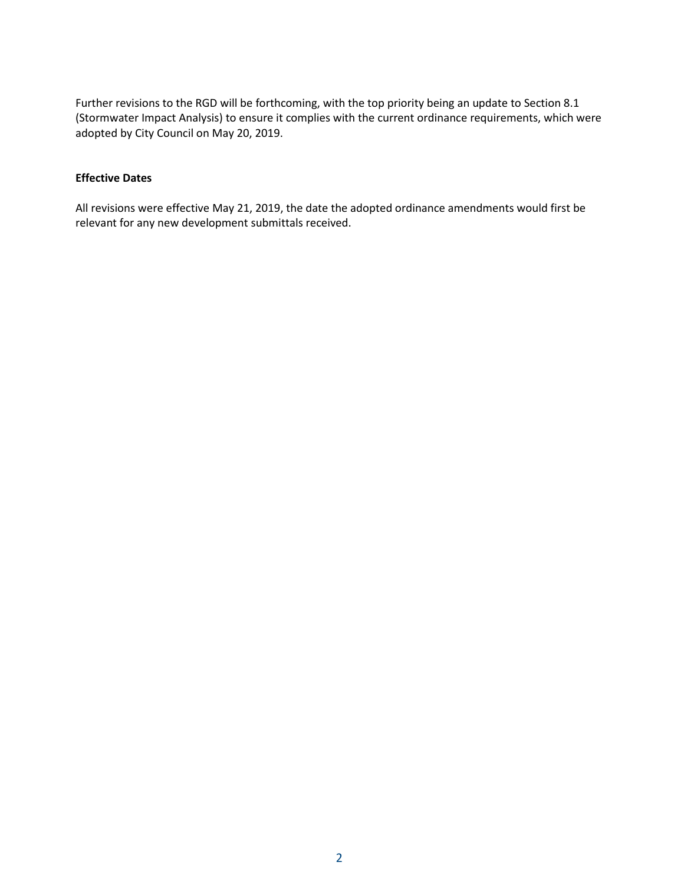Further revisions to the RGD will be forthcoming, with the top priority being an update to Section 8.1 (Stormwater Impact Analysis) to ensure it complies with the current ordinance requirements, which were adopted by City Council on May 20, 2019.

**Effective Dates**

All revisions were effective May 21, 2019, the date the adopted ordinance amendments would first be relevant for any new development submittals received.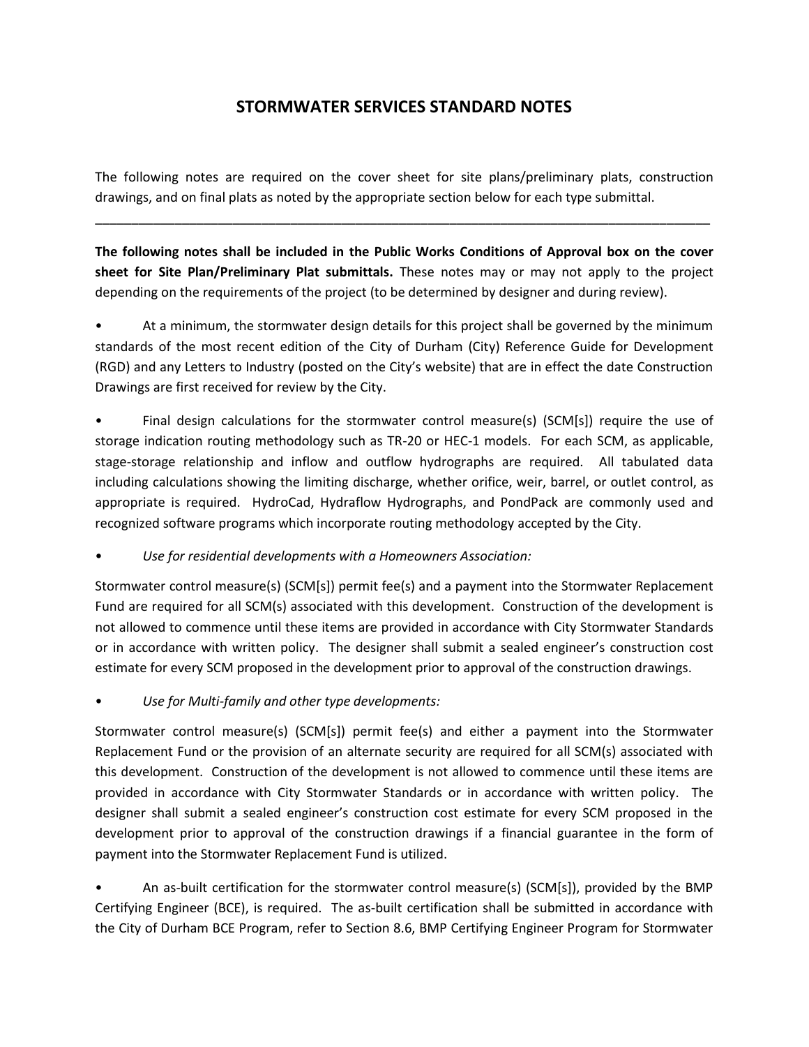# STORMWATER SERVICES STANDARD NOTES

The following notes are required on the cover sheet for site plans/preliminary plats, construction drawings, and on final plats as noted by the appropriate section below for each type submittal.

---

**The following notes shall be included in the Public Works Conditions of Approval box on the cover sheet for Site Plan/Preliminary Plat submittals.** These notes may or may not apply to the project depending on the requirements of the project (to be determined by designer and during review).

- At a minimum, the stormwater design details for this project shall be governed by the minimum standards of the most recent edition of the City of Durham (City) Reference Guide for Development (RGD) and any Letters to Industry (posted on the City's website) that are in effect the date Construction Drawings are first received for review by the City.

- Final design calculations for the stormwater control measure(s) (SCM[s]) require the use of storage indication routing methodology such as TR-20 or HEC-1 models. For each SCM, as applicable, stage-storage relationship and inflow and outflow hydrographs are required. All tabulated data including calculations showing the limiting discharge, whether orifice, weir, barrel, or outlet control, as appropriate is required. HydroCad, Hydraflow Hydrographs, and PondPack are commonly used and recognized software programs which incorporate routing methodology accepted by the City.

- *Use for residential developments with a Homeowners Association:*

Stormwater control measure(s) (SCM[s]) permit fee(s) and a payment into the Stormwater Replacement Fund are required for all SCM(s) associated with this development. Construction of the development is not allowed to commence until these items are provided in accordance with City Stormwater Standards or in accordance with written policy. The designer shall submit a sealed engineer's construction cost estimate for every SCM proposed in the development prior to approval of the construction drawings.

- *Use for Multi-family and other type developments:*

Stormwater control measure(s) (SCM[s]) permit fee(s) and either a payment into the Stormwater Replacement Fund or the provision of an alternate security are required for all SCM(s) associated with this development. Construction of the development is not allowed to commence until these items are provided in accordance with City Stormwater Standards or in accordance with written policy. The designer shall submit a sealed engineer's construction cost estimate for every SCM proposed in the development prior to approval of the construction drawings if a financial guarantee in the form of payment into the Stormwater Replacement Fund is utilized.

- An as-built certification for the stormwater control measure(s) (SCM[s]), provided by the BMP Certifying Engineer (BCE), is required. The as-built certification shall be submitted in accordance with the City of Durham BCE Program, refer to Section 8.6, BMP Certifying Engineer Program for Stormwater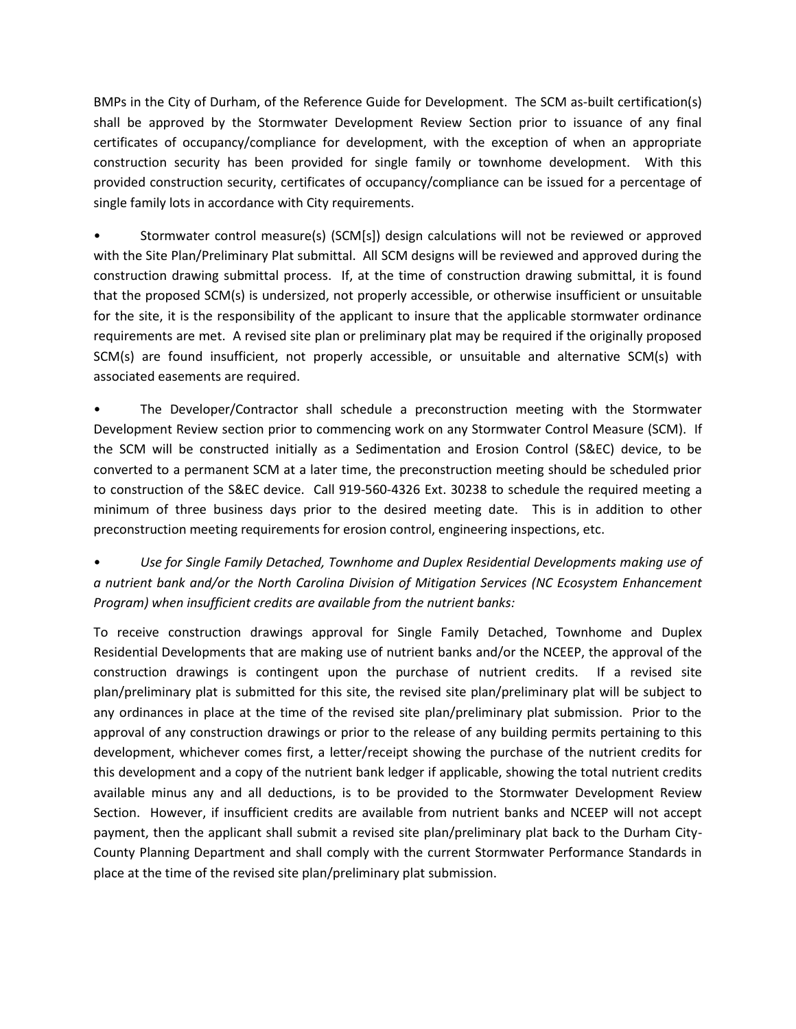BMPs in the City of Durham, of the Reference Guide for Development. The SCM as-built certification(s) shall be approved by the Stormwater Development Review Section prior to issuance of any final certificates of occupancy/compliance for development, with the exception of when an appropriate construction security has been provided for single family or townhome development. With this provided construction security, certificates of occupancy/compliance can be issued for a percentage of single family lots in accordance with City requirements.

- Stormwater control measure(s) (SCM[s]) design calculations will not be reviewed or approved with the Site Plan/Preliminary Plat submittal. All SCM designs will be reviewed and approved during the construction drawing submittal process. If, at the time of construction drawing submittal, it is found that the proposed SCM(s) is undersized, not properly accessible, or otherwise insufficient or unsuitable for the site, it is the responsibility of the applicant to insure that the applicable stormwater ordinance requirements are met. A revised site plan or preliminary plat may be required if the originally proposed SCM(s) are found insufficient, not properly accessible, or unsuitable and alternative SCM(s) with associated easements are required.

- The Developer/Contractor shall schedule a preconstruction meeting with the Stormwater Development Review section prior to commencing work on any Stormwater Control Measure (SCM). If the SCM will be constructed initially as a Sedimentation and Erosion Control (S&EC) device, to be converted to a permanent SCM at a later time, the preconstruction meeting should be scheduled prior to construction of the S&EC device. Call 919-560-4326 Ext. 30238 to schedule the required meeting a minimum of three business days prior to the desired meeting date. This is in addition to other preconstruction meeting requirements for erosion control, engineering inspections, etc.

- *Use for Single Family Detached, Townhome and Duplex Residential Developments making use of a nutrient bank and/or the North Carolina Division of Mitigation Services (NC Ecosystem Enhancement Program) when insufficient credits are available from the nutrient banks:*

To receive construction drawings approval for Single Family Detached, Townhome and Duplex Residential Developments that are making use of nutrient banks and/or the NCEEP, the approval of the construction drawings is contingent upon the purchase of nutrient credits. If a revised site plan/preliminary plat is submitted for this site, the revised site plan/preliminary plat will be subject to any ordinances in place at the time of the revised site plan/preliminary plat submission. Prior to the approval of any construction drawings or prior to the release of any building permits pertaining to this development, whichever comes first, a letter/receipt showing the purchase of the nutrient credits for this development and a copy of the nutrient bank ledger if applicable, showing the total nutrient credits available minus any and all deductions, is to be provided to the Stormwater Development Review Section. However, if insufficient credits are available from nutrient banks and NCEEP will not accept payment, then the applicant shall submit a revised site plan/preliminary plat back to the Durham City-County Planning Department and shall comply with the current Stormwater Performance Standards in place at the time of the revised site plan/preliminary plat submission.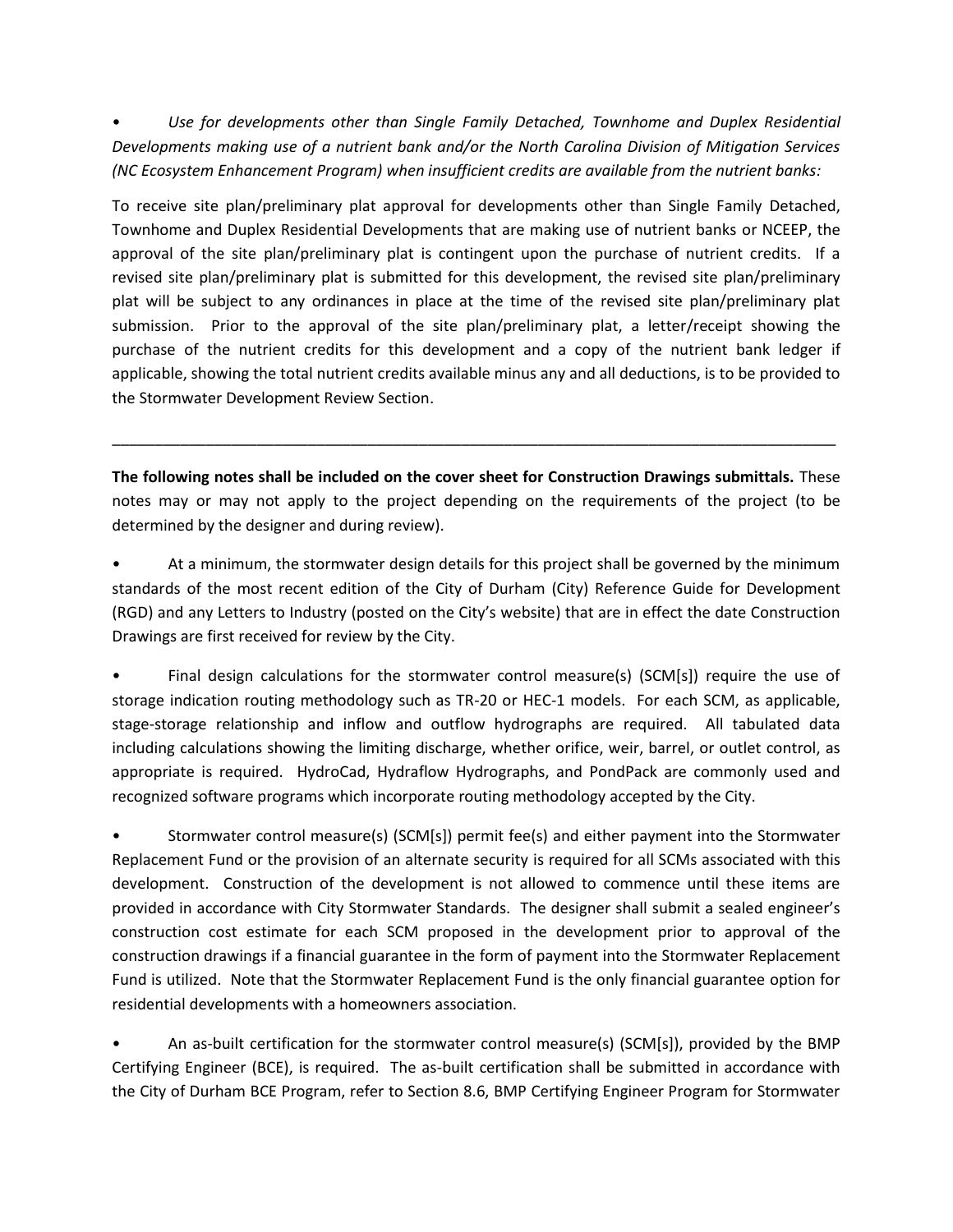- *Use for developments other than Single Family Detached, Townhome and Duplex Residential Developments making use of a nutrient bank and/or the North Carolina Division of Mitigation Services (NC Ecosystem Enhancement Program) when insufficient credits are available from the nutrient banks:*

To receive site plan/preliminary plat approval for developments other than Single Family Detached, Townhome and Duplex Residential Developments that are making use of nutrient banks or NCEEP, the approval of the site plan/preliminary plat is contingent upon the purchase of nutrient credits. If a revised site plan/preliminary plat is submitted for this development, the revised site plan/preliminary plat will be subject to any ordinances in place at the time of the revised site plan/preliminary plat submission. Prior to the approval of the site plan/preliminary plat, a letter/receipt showing the purchase of the nutrient credits for this development and a copy of the nutrient bank ledger if applicable, showing the total nutrient credits available minus any and all deductions, is to be provided to the Stormwater Development Review Section.

---

**The following notes shall be included on the cover sheet for Construction Drawings submittals.** These notes may or may not apply to the project depending on the requirements of the project (to be determined by the designer and during review).

- At a minimum, the stormwater design details for this project shall be governed by the minimum standards of the most recent edition of the City of Durham (City) Reference Guide for Development (RGD) and any Letters to Industry (posted on the City's website) that are in effect the date Construction Drawings are first received for review by the City.

- Final design calculations for the stormwater control measure(s) (SCM[s]) require the use of storage indication routing methodology such as TR-20 or HEC-1 models. For each SCM, as applicable, stage-storage relationship and inflow and outflow hydrographs are required. All tabulated data including calculations showing the limiting discharge, whether orifice, weir, barrel, or outlet control, as appropriate is required. HydroCad, Hydraflow Hydrographs, and PondPack are commonly used and recognized software programs which incorporate routing methodology accepted by the City.

- Stormwater control measure(s) (SCM[s]) permit fee(s) and either payment into the Stormwater Replacement Fund or the provision of an alternate security is required for all SCMs associated with this development. Construction of the development is not allowed to commence until these items are provided in accordance with City Stormwater Standards. The designer shall submit a sealed engineer's construction cost estimate for each SCM proposed in the development prior to approval of the construction drawings if a financial guarantee in the form of payment into the Stormwater Replacement Fund is utilized. Note that the Stormwater Replacement Fund is the only financial guarantee option for residential developments with a homeowners association.

- An as-built certification for the stormwater control measure(s) (SCM[s]), provided by the BMP Certifying Engineer (BCE), is required. The as-built certification shall be submitted in accordance with the City of Durham BCE Program, refer to Section 8.6, BMP Certifying Engineer Program for Stormwater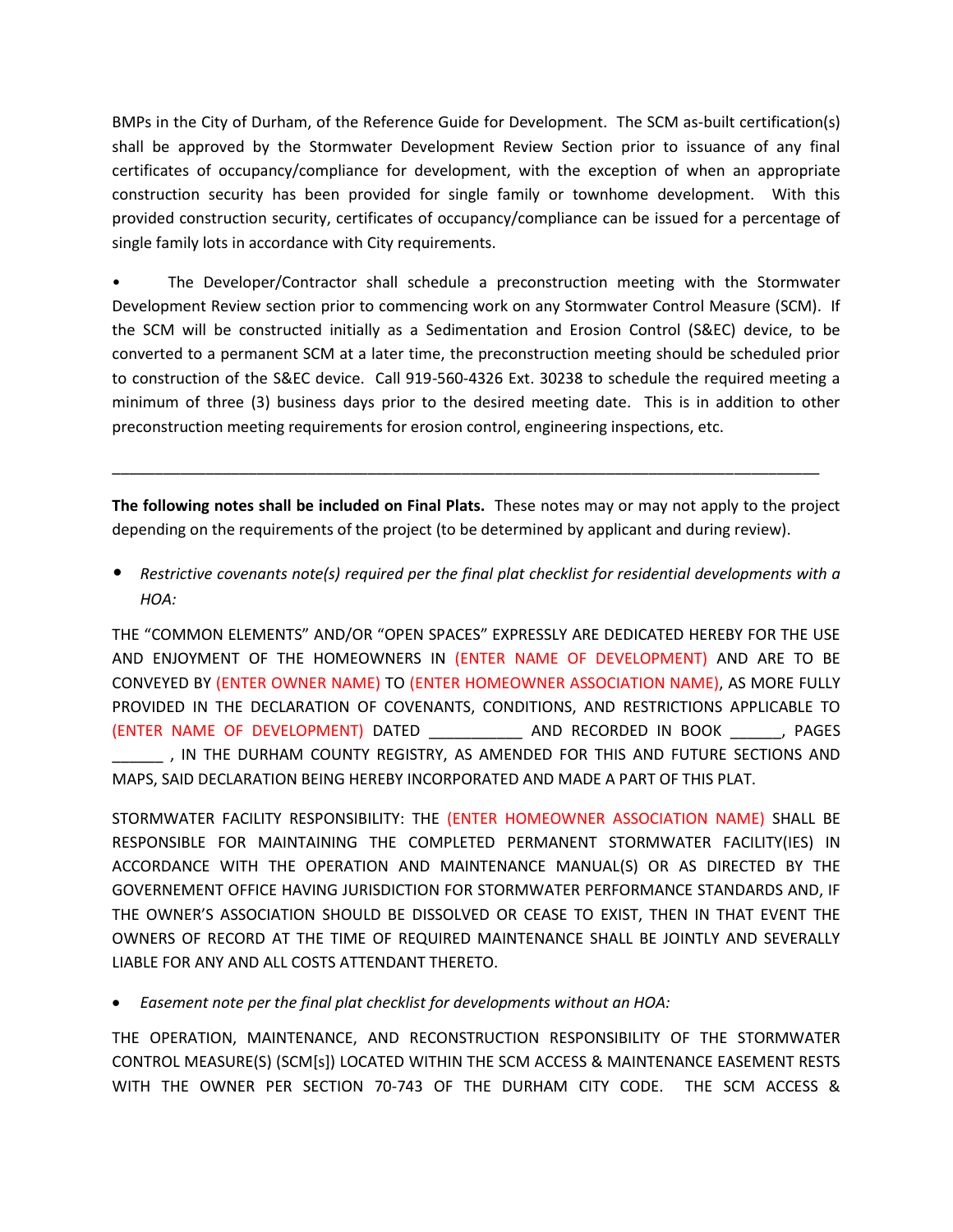BMPs in the City of Durham, of the Reference Guide for Development. The SCM as-built certification(s) shall be approved by the Stormwater Development Review Section prior to issuance of any final certificates of occupancy/compliance for development, with the exception of when an appropriate construction security has been provided for single family or townhome development. With this provided construction security, certificates of occupancy/compliance can be issued for a percentage of single family lots in accordance with City requirements.

- The Developer/Contractor shall schedule a preconstruction meeting with the Stormwater Development Review section prior to commencing work on any Stormwater Control Measure (SCM). If the SCM will be constructed initially as a Sedimentation and Erosion Control (S&EC) device, to be converted to a permanent SCM at a later time, the preconstruction meeting should be scheduled prior to construction of the S&EC device. Call 919-560-4326 Ext. 30238 to schedule the required meeting a minimum of three (3) business days prior to the desired meeting date. This is in addition to other preconstruction meeting requirements for erosion control, engineering inspections, etc.

---

**The following notes shall be included on Final Plats.** These notes may or may not apply to the project depending on the requirements of the project (to be determined by applicant and during review).

- *Restrictive covenants note(s) required per the final plat checklist for residential developments with a HOA:*

THE "COMMON ELEMENTS" AND/OR "OPEN SPACES" EXPRESSLY ARE DEDICATED HEREBY FOR THE USE AND ENJOYMENT OF THE HOMEOWNERS IN (ENTER NAME OF DEVELOPMENT) AND ARE TO BE CONVEYED BY (ENTER OWNER NAME) TO (ENTER HOMEOWNER ASSOCIATION NAME), AS MORE FULLY PROVIDED IN THE DECLARATION OF COVENANTS, CONDITIONS, AND RESTRICTIONS APPLICABLE TO (ENTER NAME OF DEVELOPMENT) DATED ___________ AND RECORDED IN BOOK ______, PAGES ______ , IN THE DURHAM COUNTY REGISTRY, AS AMENDED FOR THIS AND FUTURE SECTIONS AND MAPS, SAID DECLARATION BEING HEREBY INCORPORATED AND MADE A PART OF THIS PLAT.

STORMWATER FACILITY RESPONSIBILITY: THE (ENTER HOMEOWNER ASSOCIATION NAME) SHALL BE RESPONSIBLE FOR MAINTAINING THE COMPLETED PERMANENT STORMWATER FACILITY(IES) IN ACCORDANCE WITH THE OPERATION AND MAINTENANCE MANUAL(S) OR AS DIRECTED BY THE GOVERNEMENT OFFICE HAVING JURISDICTION FOR STORMWATER PERFORMANCE STANDARDS AND, IF THE OWNER'S ASSOCIATION SHOULD BE DISSOLVED OR CEASE TO EXIST, THEN IN THAT EVENT THE OWNERS OF RECORD AT THE TIME OF REQUIRED MAINTENANCE SHALL BE JOINTLY AND SEVERALLY LIABLE FOR ANY AND ALL COSTS ATTENDANT THERETO.

- *Easement note per the final plat checklist for developments without an HOA:*

THE OPERATION, MAINTENANCE, AND RECONSTRUCTION RESPONSIBILITY OF THE STORMWATER CONTROL MEASURE(S) (SCM[s]) LOCATED WITHIN THE SCM ACCESS & MAINTENANCE EASEMENT RESTS WITH THE OWNER PER SECTION 70-743 OF THE DURHAM CITY CODE. THE SCM ACCESS &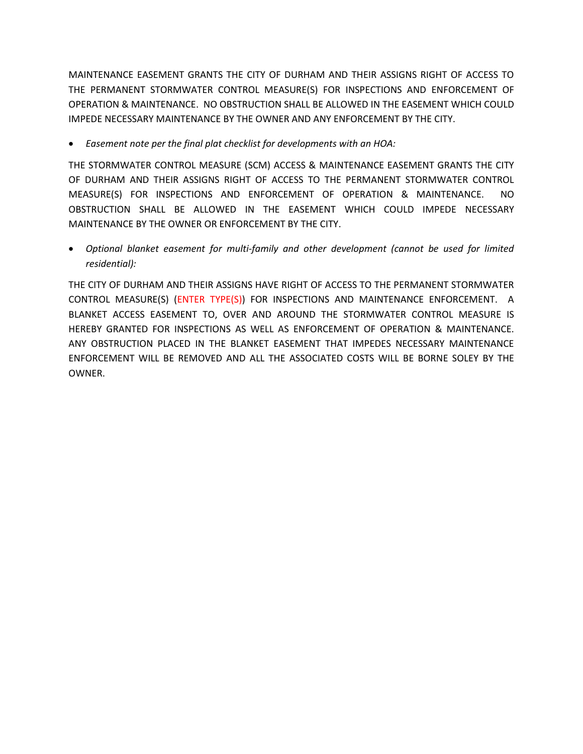MAINTENANCE EASEMENT GRANTS THE CITY OF DURHAM AND THEIR ASSIGNS RIGHT OF ACCESS TO THE PERMANENT STORMWATER CONTROL MEASURE(S) FOR INSPECTIONS AND ENFORCEMENT OF OPERATION & MAINTENANCE. NO OBSTRUCTION SHALL BE ALLOWED IN THE EASEMENT WHICH COULD IMPEDE NECESSARY MAINTENANCE BY THE OWNER AND ANY ENFORCEMENT BY THE CITY.

- *Easement note per the final plat checklist for developments with an HOA:*

THE STORMWATER CONTROL MEASURE (SCM) ACCESS & MAINTENANCE EASEMENT GRANTS THE CITY OF DURHAM AND THEIR ASSIGNS RIGHT OF ACCESS TO THE PERMANENT STORMWATER CONTROL MEASURE(S) FOR INSPECTIONS AND ENFORCEMENT OF OPERATION & MAINTENANCE. NO OBSTRUCTION SHALL BE ALLOWED IN THE EASEMENT WHICH COULD IMPEDE NECESSARY MAINTENANCE BY THE OWNER OR ENFORCEMENT BY THE CITY.

- *Optional blanket easement for multi-family and other development (cannot be used for limited residential):*

THE CITY OF DURHAM AND THEIR ASSIGNS HAVE RIGHT OF ACCESS TO THE PERMANENT STORMWATER CONTROL MEASURE(S) (ENTER TYPE(S)) FOR INSPECTIONS AND MAINTENANCE ENFORCEMENT. A BLANKET ACCESS EASEMENT TO, OVER AND AROUND THE STORMWATER CONTROL MEASURE IS HEREBY GRANTED FOR INSPECTIONS AS WELL AS ENFORCEMENT OF OPERATION & MAINTENANCE. ANY OBSTRUCTION PLACED IN THE BLANKET EASEMENT THAT IMPEDES NECESSARY MAINTENANCE ENFORCEMENT WILL BE REMOVED AND ALL THE ASSOCIATED COSTS WILL BE BORNE SOLEY BY THE OWNER.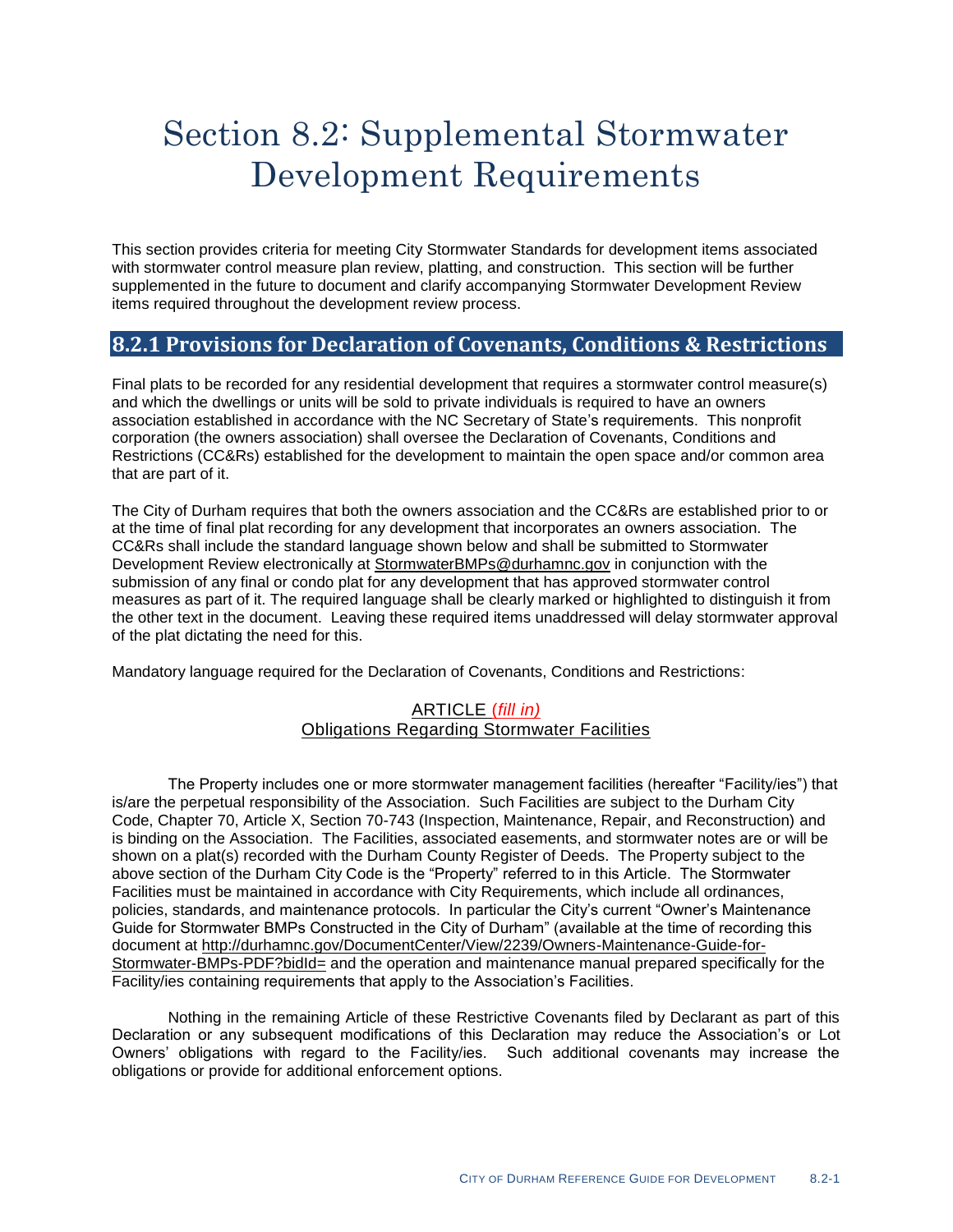# Section 8.2: Supplemental Stormwater Development Requirements

This section provides criteria for meeting City Stormwater Standards for development items associated with stormwater control measure plan review, platting, and construction. This section will be further supplemented in the future to document and clarify accompanying Stormwater Development Review items required throughout the development review process.

## 8.2.1 Provisions for Declaration of Covenants, Conditions & Restrictions

Final plats to be recorded for any residential development that requires a stormwater control measure(s) and which the dwellings or units will be sold to private individuals is required to have an owners association established in accordance with the NC Secretary of State's requirements. This nonprofit corporation (the owners association) shall oversee the Declaration of Covenants, Conditions and Restrictions (CC&Rs) established for the development to maintain the open space and/or common area that are part of it.

The City of Durham requires that both the owners association and the CC&Rs are established prior to or at the time of final plat recording for any development that incorporates an owners association. The CC&Rs shall include the standard language shown below and shall be submitted to Stormwater Development Review electronically at StormwaterBMPs@durhamnc.gov in conjunction with the submission of any final or condo plat for any development that has approved stormwater control measures as part of it. The required language shall be clearly marked or highlighted to distinguish it from the other text in the document. Leaving these required items unaddressed will delay stormwater approval of the plat dictating the need for this.

Mandatory language required for the Declaration of Covenants, Conditions and Restrictions:

ARTICLE (*fill in*)
Obligations Regarding Stormwater Facilities

The Property includes one or more stormwater management facilities (hereafter "Facility/ies") that is/are the perpetual responsibility of the Association. Such Facilities are subject to the Durham City Code, Chapter 70, Article X, Section 70-743 (Inspection, Maintenance, Repair, and Reconstruction) and is binding on the Association. The Facilities, associated easements, and stormwater notes are or will be shown on a plat(s) recorded with the Durham County Register of Deeds. The Property subject to the above section of the Durham City Code is the "Property" referred to in this Article. The Stormwater Facilities must be maintained in accordance with City Requirements, which include all ordinances, policies, standards, and maintenance protocols. In particular the City's current "Owner's Maintenance Guide for Stormwater BMPs Constructed in the City of Durham" (available at the time of recording this document at http://durhamnc.gov/DocumentCenter/View/2239/Owners-Maintenance-Guide-for-Stormwater-BMPs-PDF?bidId= and the operation and maintenance manual prepared specifically for the Facility/ies containing requirements that apply to the Association's Facilities.

Nothing in the remaining Article of these Restrictive Covenants filed by Declarant as part of this Declaration or any subsequent modifications of this Declaration may reduce the Association's or Lot Owners' obligations with regard to the Facility/ies. Such additional covenants may increase the obligations or provide for additional enforcement options.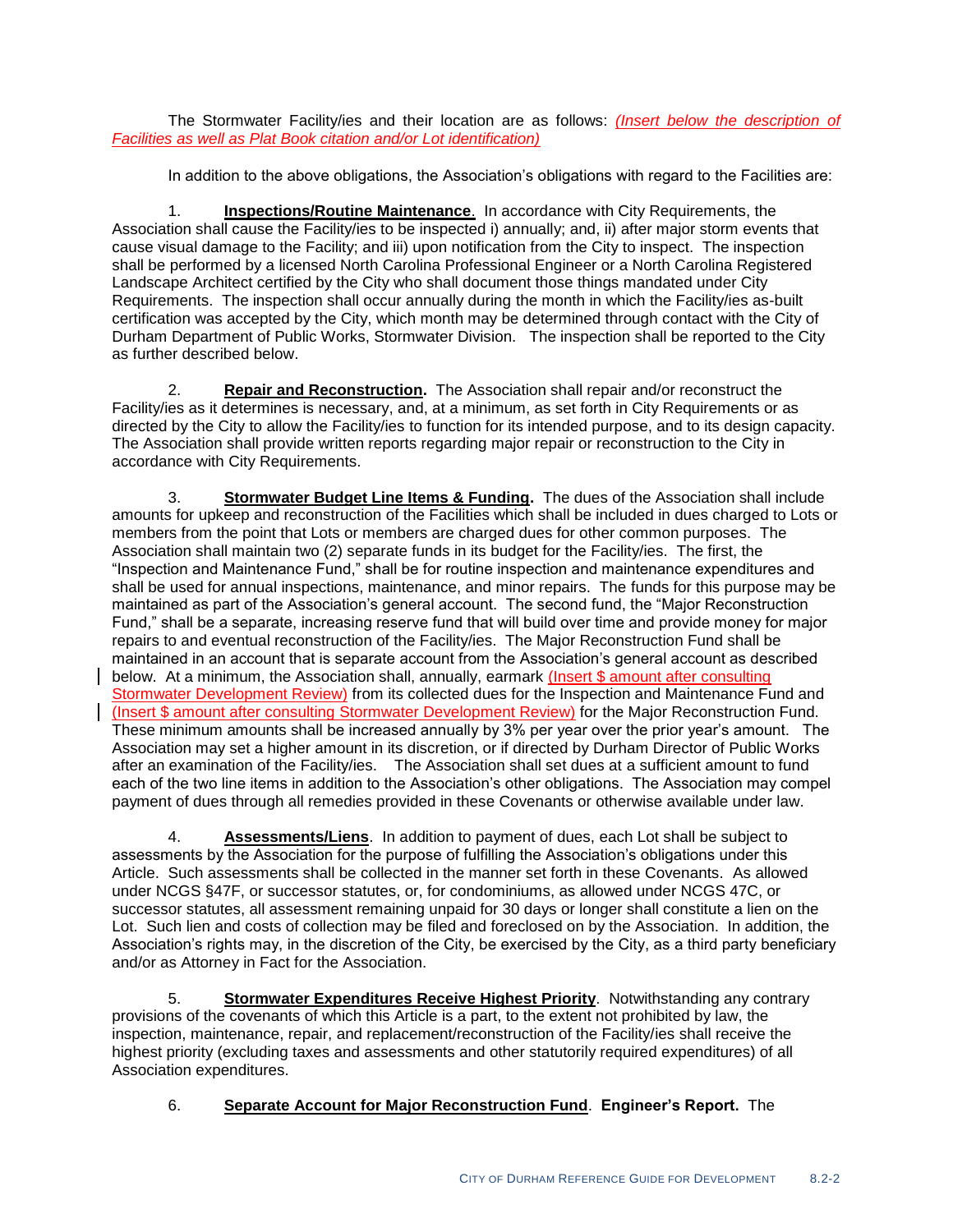The Stormwater Facility/ies and their location are as follows: *(Insert below the description of Facilities as well as Plat Book citation and/or Lot identification)*

In addition to the above obligations, the Association's obligations with regard to the Facilities are:

1. **Inspections/Routine Maintenance**. In accordance with City Requirements, the Association shall cause the Facility/ies to be inspected i) annually; and, ii) after major storm events that cause visual damage to the Facility; and iii) upon notification from the City to inspect. The inspection shall be performed by a licensed North Carolina Professional Engineer or a North Carolina Registered Landscape Architect certified by the City who shall document those things mandated under City Requirements. The inspection shall occur annually during the month in which the Facility/ies as-built certification was accepted by the City, which month may be determined through contact with the City of Durham Department of Public Works, Stormwater Division. The inspection shall be reported to the City as further described below.

2. **Repair and Reconstruction.** The Association shall repair and/or reconstruct the Facility/ies as it determines is necessary, and, at a minimum, as set forth in City Requirements or as directed by the City to allow the Facility/ies to function for its intended purpose, and to its design capacity. The Association shall provide written reports regarding major repair or reconstruction to the City in accordance with City Requirements.

3. **Stormwater Budget Line Items & Funding.** The dues of the Association shall include amounts for upkeep and reconstruction of the Facilities which shall be included in dues charged to Lots or members from the point that Lots or members are charged dues for other common purposes. The Association shall maintain two (2) separate funds in its budget for the Facility/ies. The first, the "Inspection and Maintenance Fund," shall be for routine inspection and maintenance expenditures and shall be used for annual inspections, maintenance, and minor repairs. The funds for this purpose may be maintained as part of the Association's general account. The second fund, the "Major Reconstruction Fund," shall be a separate, increasing reserve fund that will build over time and provide money for major repairs to and eventual reconstruction of the Facility/ies. The Major Reconstruction Fund shall be maintained in an account that is separate account from the Association's general account as described below. At a minimum, the Association shall, annually, earmark (Insert $ amount after consulting Stormwater Development Review) from its collected dues for the Inspection and Maintenance Fund and (Insert $ amount after consulting Stormwater Development Review) for the Major Reconstruction Fund. These minimum amounts shall be increased annually by 3% per year over the prior year's amount. The Association may set a higher amount in its discretion, or if directed by Durham Director of Public Works after an examination of the Facility/ies. The Association shall set dues at a sufficient amount to fund each of the two line items in addition to the Association's other obligations. The Association may compel payment of dues through all remedies provided in these Covenants or otherwise available under law.

4. **Assessments/Liens**. In addition to payment of dues, each Lot shall be subject to assessments by the Association for the purpose of fulfilling the Association's obligations under this Article. Such assessments shall be collected in the manner set forth in these Covenants. As allowed under NCGS §47F, or successor statutes, or, for condominiums, as allowed under NCGS 47C, or successor statutes, all assessment remaining unpaid for 30 days or longer shall constitute a lien on the Lot. Such lien and costs of collection may be filed and foreclosed on by the Association. In addition, the Association's rights may, in the discretion of the City, be exercised by the City, as a third party beneficiary and/or as Attorney in Fact for the Association.

5. **Stormwater Expenditures Receive Highest Priority**. Notwithstanding any contrary provisions of the covenants of which this Article is a part, to the extent not prohibited by law, the inspection, maintenance, repair, and replacement/reconstruction of the Facility/ies shall receive the highest priority (excluding taxes and assessments and other statutorily required expenditures) of all Association expenditures.

6. **Separate Account for Major Reconstruction Fund**. **Engineer's Report.** The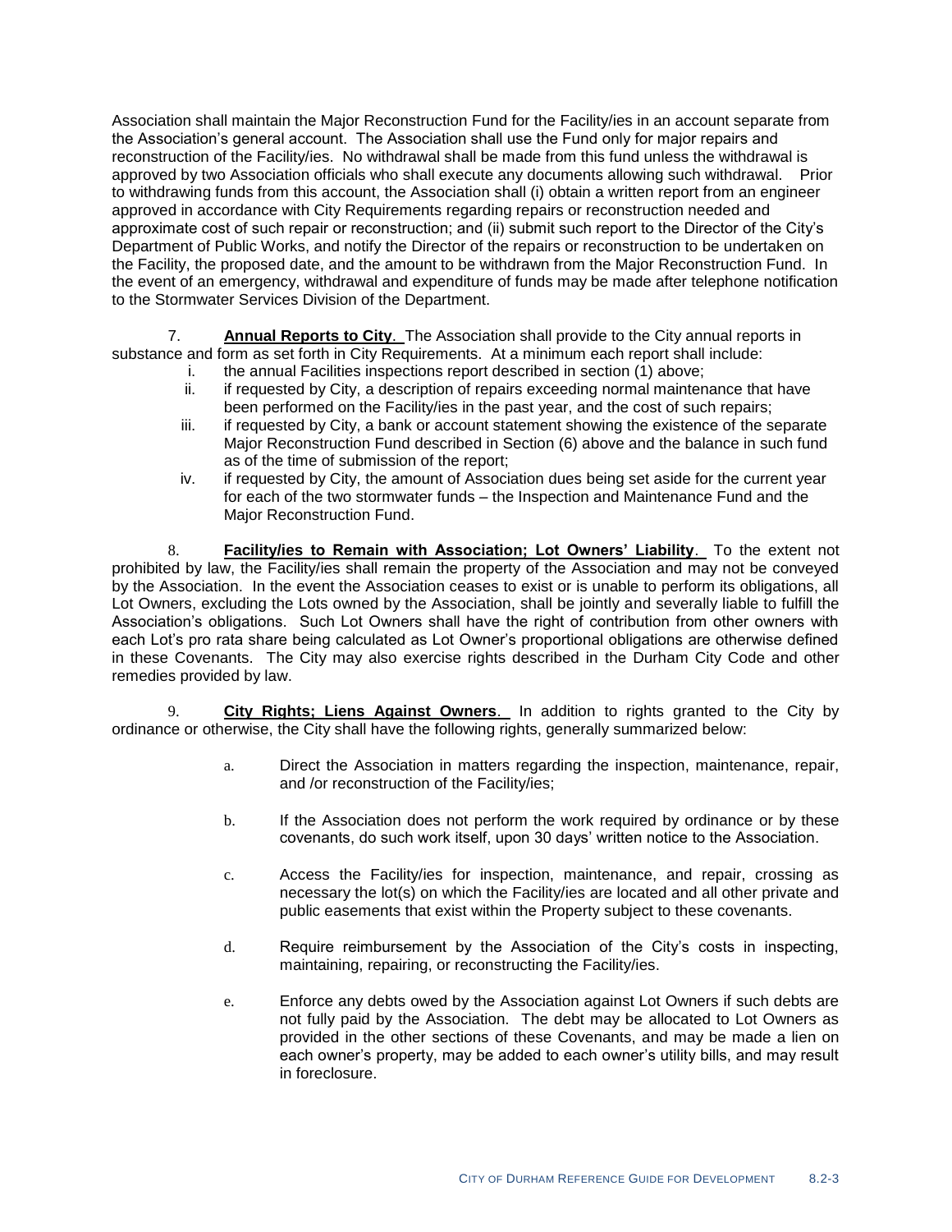Association shall maintain the Major Reconstruction Fund for the Facility/ies in an account separate from the Association's general account. The Association shall use the Fund only for major repairs and reconstruction of the Facility/ies. No withdrawal shall be made from this fund unless the withdrawal is approved by two Association officials who shall execute any documents allowing such withdrawal. Prior to withdrawing funds from this account, the Association shall (i) obtain a written report from an engineer approved in accordance with City Requirements regarding repairs or reconstruction needed and approximate cost of such repair or reconstruction; and (ii) submit such report to the Director of the City's Department of Public Works, and notify the Director of the repairs or reconstruction to be undertaken on the Facility, the proposed date, and the amount to be withdrawn from the Major Reconstruction Fund. In the event of an emergency, withdrawal and expenditure of funds may be made after telephone notification to the Stormwater Services Division of the Department.

7. **Annual Reports to City**. The Association shall provide to the City annual reports in substance and form as set forth in City Requirements. At a minimum each report shall include:

i. the annual Facilities inspections report described in section (1) above;
ii. if requested by City, a description of repairs exceeding normal maintenance that have been performed on the Facility/ies in the past year, and the cost of such repairs;
iii. if requested by City, a bank or account statement showing the existence of the separate Major Reconstruction Fund described in Section (6) above and the balance in such fund as of the time of submission of the report;
iv. if requested by City, the amount of Association dues being set aside for the current year for each of the two stormwater funds – the Inspection and Maintenance Fund and the Major Reconstruction Fund.

8. **Facility/ies to Remain with Association; Lot Owners' Liability**. To the extent not prohibited by law, the Facility/ies shall remain the property of the Association and may not be conveyed by the Association. In the event the Association ceases to exist or is unable to perform its obligations, all Lot Owners, excluding the Lots owned by the Association, shall be jointly and severally liable to fulfill the Association's obligations. Such Lot Owners shall have the right of contribution from other owners with each Lot's pro rata share being calculated as Lot Owner's proportional obligations are otherwise defined in these Covenants. The City may also exercise rights described in the Durham City Code and other remedies provided by law.

9. **City Rights; Liens Against Owners**. In addition to rights granted to the City by ordinance or otherwise, the City shall have the following rights, generally summarized below:

a. Direct the Association in matters regarding the inspection, maintenance, repair, and /or reconstruction of the Facility/ies;

b. If the Association does not perform the work required by ordinance or by these covenants, do such work itself, upon 30 days' written notice to the Association.

c. Access the Facility/ies for inspection, maintenance, and repair, crossing as necessary the lot(s) on which the Facility/ies are located and all other private and public easements that exist within the Property subject to these covenants.

d. Require reimbursement by the Association of the City's costs in inspecting, maintaining, repairing, or reconstructing the Facility/ies.

e. Enforce any debts owed by the Association against Lot Owners if such debts are not fully paid by the Association. The debt may be allocated to Lot Owners as provided in the other sections of these Covenants, and may be made a lien on each owner's property, may be added to each owner's utility bills, and may result in foreclosure.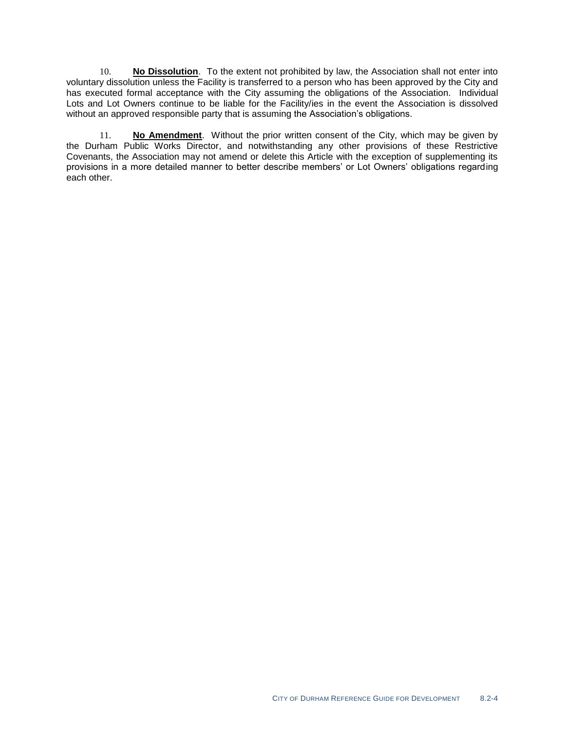10. **No Dissolution**. To the extent not prohibited by law, the Association shall not enter into voluntary dissolution unless the Facility is transferred to a person who has been approved by the City and has executed formal acceptance with the City assuming the obligations of the Association. Individual Lots and Lot Owners continue to be liable for the Facility/ies in the event the Association is dissolved without an approved responsible party that is assuming the Association's obligations.

11. **No Amendment**. Without the prior written consent of the City, which may be given by the Durham Public Works Director, and notwithstanding any other provisions of these Restrictive Covenants, the Association may not amend or delete this Article with the exception of supplementing its provisions in a more detailed manner to better describe members' or Lot Owners' obligations regarding each other.